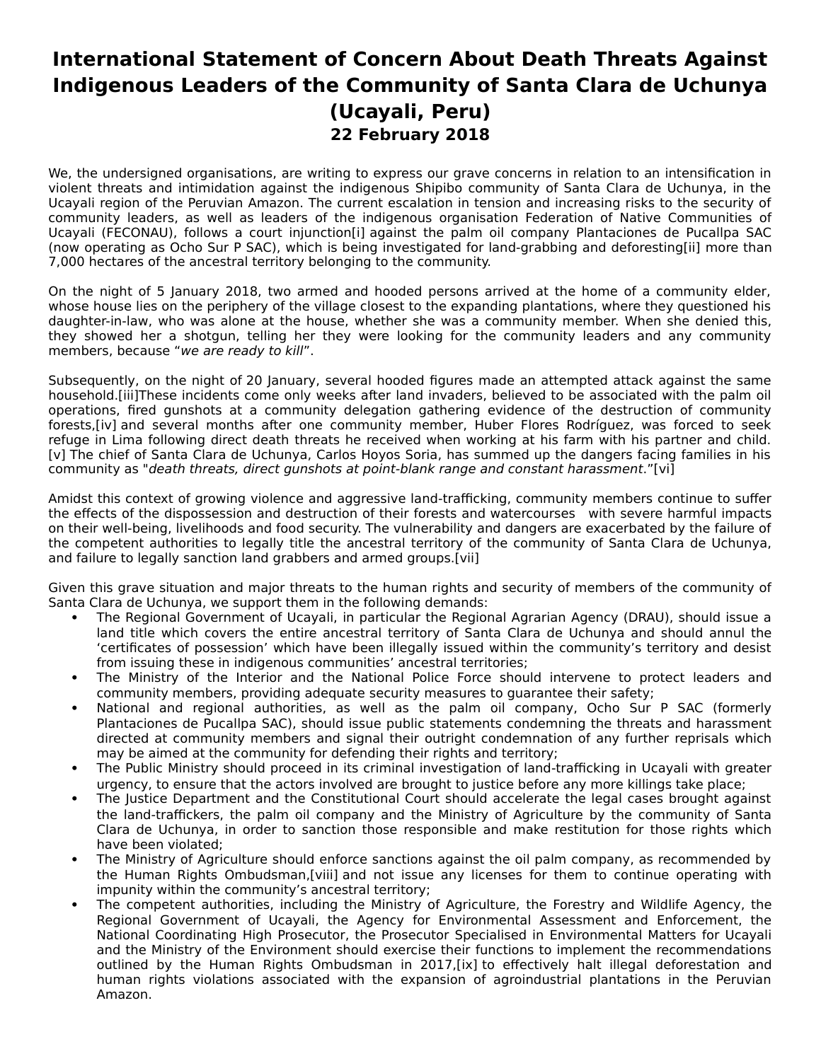# International Statement of Concern About Death Threats Against Indigenous Leaders of the Community of Santa Clara de Uchunya (Ucayali, Peru)

## 22 February 2018

We, the undersigned organisations, are writing to express our grave concerns in relation to an intensification in violent threats and intimidation against the indigenous Shipibo community of Santa Clara de Uchunya, in the Ucayali region of the Peruvian Amazon. The current escalation in tension and increasing risks to the security of community leaders, as well as leaders of the indigenous organisation Federation of Native Communities of Ucayali (FECONAU), follows a court injunction[i] against the palm oil company Plantaciones de Pucallpa SAC (now operating as Ocho Sur P SAC), which is being investigated for land-grabbing and deforesting[ii] more than 7,000 hectares of the ancestral territory belonging to the community.

On the night of 5 January 2018, two armed and hooded persons arrived at the home of a community elder, whose house lies on the periphery of the village closest to the expanding plantations, where they questioned his daughter-in-law, who was alone at the house, whether she was a community member. When she denied this, they showed her a shotgun, telling her they were looking for the community leaders and any community members, because "*we are ready to kill*".

Subsequently, on the night of 20 January, several hooded figures made an attempted attack against the same household.[iii]These incidents come only weeks after land invaders, believed to be associated with the palm oil operations, fired gunshots at a community delegation gathering evidence of the destruction of community forests,[iv] and several months after one community member, Huber Flores Rodríguez, was forced to seek refuge in Lima following direct death threats he received when working at his farm with his partner and child.[v] The chief of Santa Clara de Uchunya, Carlos Hoyos Soria, has summed up the dangers facing families in his community as "*death threats, direct gunshots at point-blank range and constant harassment*."[vi]

Amidst this context of growing violence and aggressive land-trafficking, community members continue to suffer the effects of the dispossession and destruction of their forests and watercourses with severe harmful impacts on their well-being, livelihoods and food security. The vulnerability and dangers are exacerbated by the failure of the competent authorities to legally title the ancestral territory of the community of Santa Clara de Uchunya, and failure to legally sanction land grabbers and armed groups.[vii]

Given this grave situation and major threats to the human rights and security of members of the community of Santa Clara de Uchunya, we support them in the following demands:

- The Regional Government of Ucayali, in particular the Regional Agrarian Agency (DRAU), should issue a land title which covers the entire ancestral territory of Santa Clara de Uchunya and should annul the 'certificates of possession' which have been illegally issued within the community's territory and desist from issuing these in indigenous communities' ancestral territories;
- The Ministry of the Interior and the National Police Force should intervene to protect leaders and community members, providing adequate security measures to guarantee their safety;
- National and regional authorities, as well as the palm oil company, Ocho Sur P SAC (formerly Plantaciones de Pucallpa SAC), should issue public statements condemning the threats and harassment directed at community members and signal their outright condemnation of any further reprisals which may be aimed at the community for defending their rights and territory;
- The Public Ministry should proceed in its criminal investigation of land-trafficking in Ucayali with greater urgency, to ensure that the actors involved are brought to justice before any more killings take place;
- The Justice Department and the Constitutional Court should accelerate the legal cases brought against the land-traffickers, the palm oil company and the Ministry of Agriculture by the community of Santa Clara de Uchunya, in order to sanction those responsible and make restitution for those rights which have been violated;
- The Ministry of Agriculture should enforce sanctions against the oil palm company, as recommended by the Human Rights Ombudsman,[viii] and not issue any licenses for them to continue operating with impunity within the community's ancestral territory;
- The competent authorities, including the Ministry of Agriculture, the Forestry and Wildlife Agency, the Regional Government of Ucayali, the Agency for Environmental Assessment and Enforcement, the National Coordinating High Prosecutor, the Prosecutor Specialised in Environmental Matters for Ucayali and the Ministry of the Environment should exercise their functions to implement the recommendations outlined by the Human Rights Ombudsman in 2017,[ix] to effectively halt illegal deforestation and human rights violations associated with the expansion of agroindustrial plantations in the Peruvian Amazon.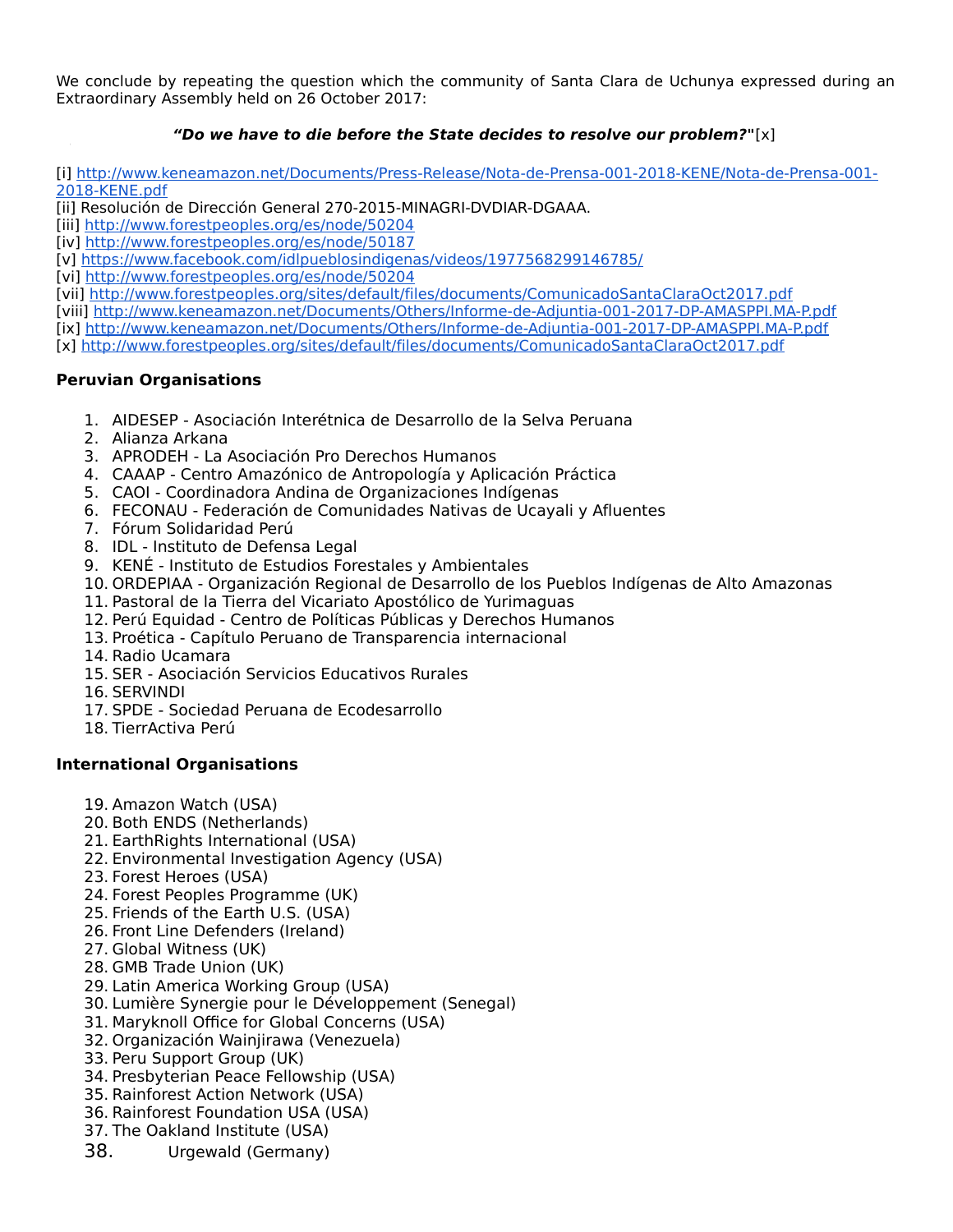We conclude by repeating the question which the community of Santa Clara de Uchunya expressed during an Extraordinary Assembly held on 26 October 2017:

***"Do we have to die before the State decides to resolve our problem?"***[x]

[i] http://www.keneamazon.net/Documents/Press-Release/Nota-de-Prensa-001-2018-KENE/Nota-de-Prensa-001-2018-KENE.pdf
[ii] Resolución de Dirección General 270-2015-MINAGRI-DVDIAR-DGAAA.
[iii] http://www.forestpeoples.org/es/node/50204
[iv] http://www.forestpeoples.org/es/node/50187
[v] https://www.facebook.com/idlpueblosindigenas/videos/1977568299146785/
[vi] http://www.forestpeoples.org/es/node/50204
[vii] http://www.forestpeoples.org/sites/default/files/documents/ComunicadoSantaClaraOct2017.pdf
[viii] http://www.keneamazon.net/Documents/Others/Informe-de-Adjuntia-001-2017-DP-AMASPPI.MA-P.pdf
[ix] http://www.keneamazon.net/Documents/Others/Informe-de-Adjuntia-001-2017-DP-AMASPPI.MA-P.pdf
[x] http://www.forestpeoples.org/sites/default/files/documents/ComunicadoSantaClaraOct2017.pdf

**Peruvian Organisations**

1. AIDESEP - Asociación Interétnica de Desarrollo de la Selva Peruana
2. Alianza Arkana
3. APRODEH - La Asociación Pro Derechos Humanos
4. CAAAP - Centro Amazónico de Antropología y Aplicación Práctica
5. CAOI - Coordinadora Andina de Organizaciones Indígenas
6. FECONAU - Federación de Comunidades Nativas de Ucayali y Afluentes
7. Fórum Solidaridad Perú
8. IDL - Instituto de Defensa Legal
9. KENÉ - Instituto de Estudios Forestales y Ambientales
10. ORDEPIAA - Organización Regional de Desarrollo de los Pueblos Indígenas de Alto Amazonas
11. Pastoral de la Tierra del Vicariato Apostólico de Yurimaguas
12. Perú Equidad - Centro de Políticas Públicas y Derechos Humanos
13. Proética - Capítulo Peruano de Transparencia internacional
14. Radio Ucamara
15. SER - Asociación Servicios Educativos Rurales
16. SERVINDI
17. SPDE - Sociedad Peruana de Ecodesarrollo
18. TierrActiva Perú

**International Organisations**

19. Amazon Watch (USA)
20. Both ENDS (Netherlands)
21. EarthRights International (USA)
22. Environmental Investigation Agency (USA)
23. Forest Heroes (USA)
24. Forest Peoples Programme (UK)
25. Friends of the Earth U.S. (USA)
26. Front Line Defenders (Ireland)
27. Global Witness (UK)
28. GMB Trade Union (UK)
29. Latin America Working Group (USA)
30. Lumière Synergie pour le Développement (Senegal)
31. Maryknoll Office for Global Concerns (USA)
32. Organización Wainjirawa (Venezuela)
33. Peru Support Group (UK)
34. Presbyterian Peace Fellowship (USA)
35. Rainforest Action Network (USA)
36. Rainforest Foundation USA (USA)
37. The Oakland Institute (USA)
38. Urgewald (Germany)